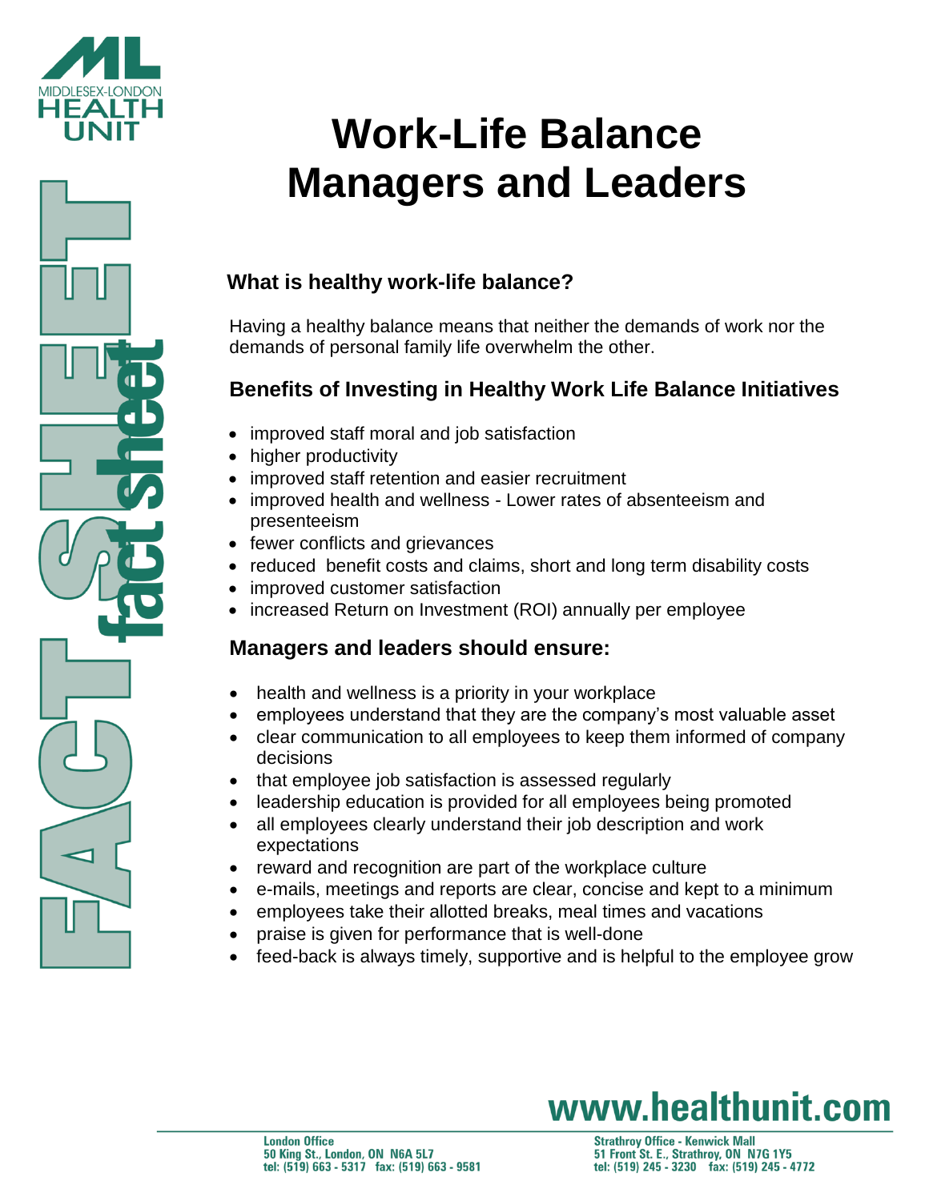MIDDLESEX-LONDON HEALTH UNIT

# Work-Life Balance Managers and Leaders

### What is healthy work-life balance?

Having a healthy balance means that neither the demands of work nor the demands of personal family life overwhelm the other.

### Benefits of Investing in Healthy Work Life Balance Initiatives

- improved staff moral and job satisfaction
- higher productivity
- improved staff retention and easier recruitment
- improved health and wellness - Lower rates of absenteeism and presenteeism
- fewer conflicts and grievances
- reduced benefit costs and claims, short and long term disability costs
- improved customer satisfaction
- increased Return on Investment (ROI) annually per employee

### Managers and leaders should ensure:

- health and wellness is a priority in your workplace
- employees understand that they are the company's most valuable asset
- clear communication to all employees to keep them informed of company decisions
- that employee job satisfaction is assessed regularly
- leadership education is provided for all employees being promoted
- all employees clearly understand their job description and work expectations
- reward and recognition are part of the workplace culture
- e-mails, meetings and reports are clear, concise and kept to a minimum
- employees take their allotted breaks, meal times and vacations
- praise is given for performance that is well-done
- feed-back is always timely, supportive and is helpful to the employee grow

**www.healthunit.com**

London Office
50 King St., London, ON N6A 5L7
tel: (519) 663 - 5317 fax: (519) 663 - 9581

Strathroy Office - Kenwick Mall
51 Front St. E., Strathroy, ON N7G 1Y5
tel: (519) 245 - 3230 fax: (519) 245 - 4772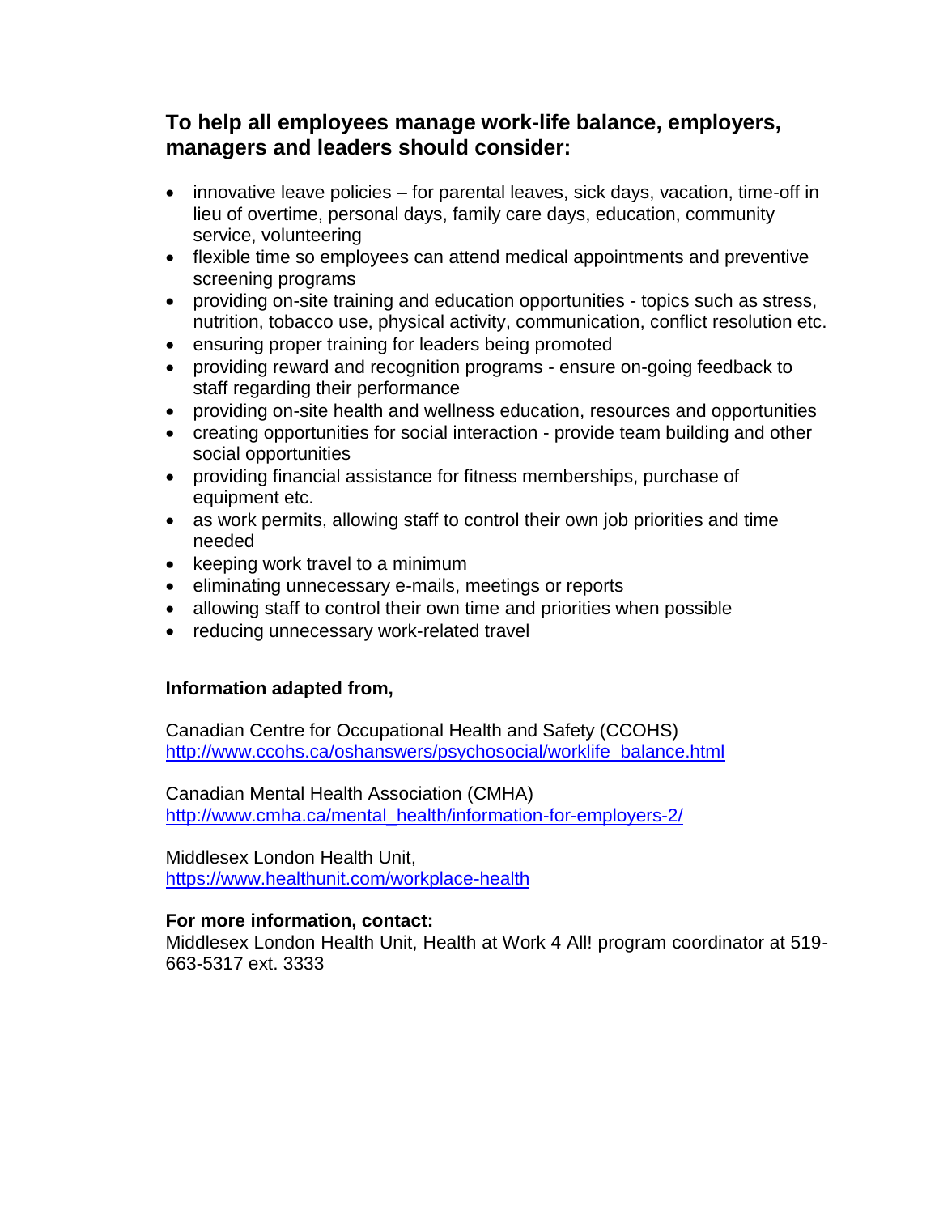## To help all employees manage work-life balance, employers, managers and leaders should consider:

- innovative leave policies – for parental leaves, sick days, vacation, time-off in lieu of overtime, personal days, family care days, education, community service, volunteering
- flexible time so employees can attend medical appointments and preventive screening programs
- providing on-site training and education opportunities - topics such as stress, nutrition, tobacco use, physical activity, communication, conflict resolution etc.
- ensuring proper training for leaders being promoted
- providing reward and recognition programs - ensure on-going feedback to staff regarding their performance
- providing on-site health and wellness education, resources and opportunities
- creating opportunities for social interaction - provide team building and other social opportunities
- providing financial assistance for fitness memberships, purchase of equipment etc.
- as work permits, allowing staff to control their own job priorities and time needed
- keeping work travel to a minimum
- eliminating unnecessary e-mails, meetings or reports
- allowing staff to control their own time and priorities when possible
- reducing unnecessary work-related travel

**Information adapted from,**

Canadian Centre for Occupational Health and Safety (CCOHS)
http://www.ccohs.ca/oshanswers/psychosocial/worklife_balance.html

Canadian Mental Health Association (CMHA)
http://www.cmha.ca/mental_health/information-for-employers-2/

Middlesex London Health Unit,
https://www.healthunit.com/workplace-health

**For more information, contact:**
Middlesex London Health Unit, Health at Work 4 All! program coordinator at 519-663-5317 ext. 3333